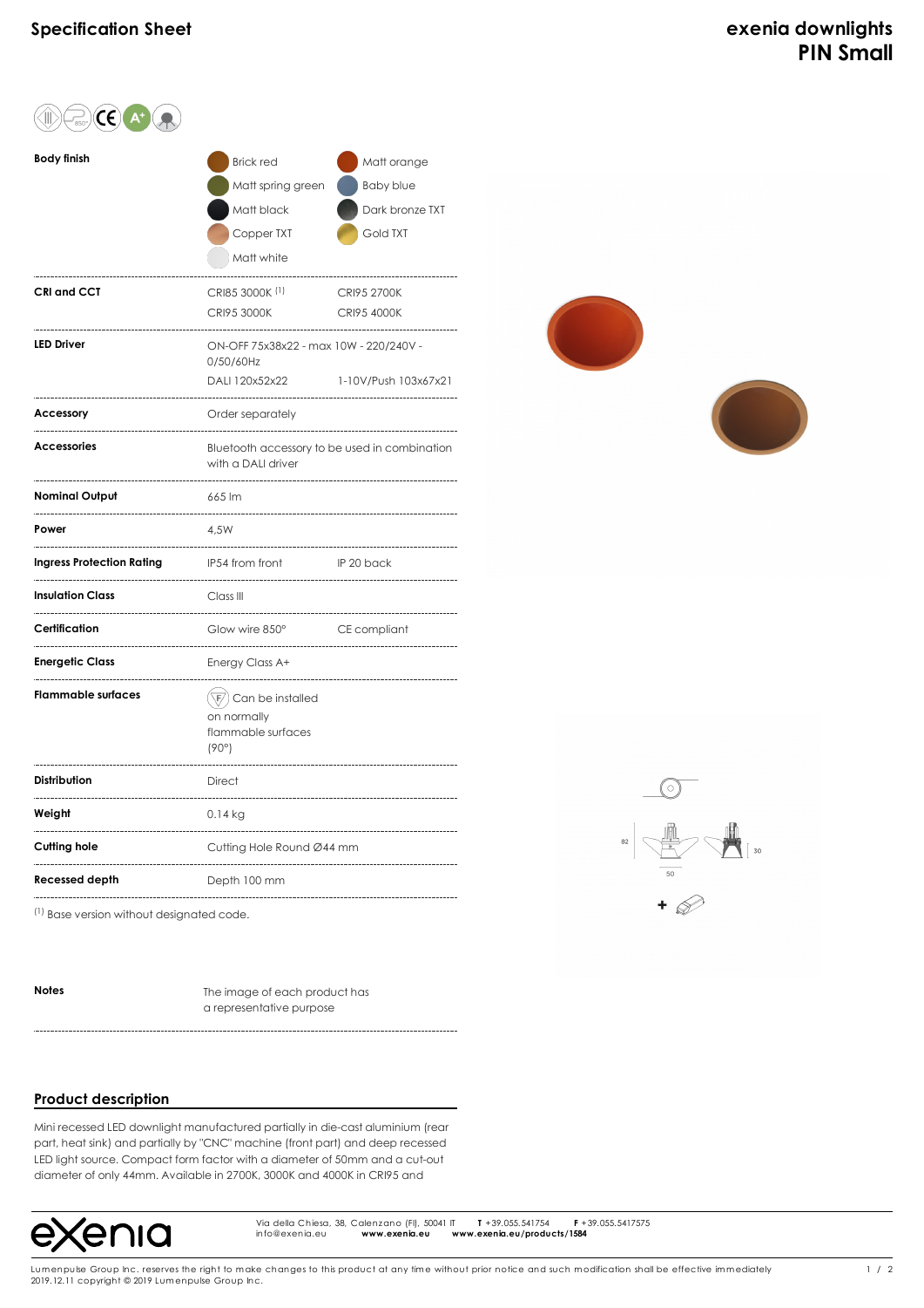# Specification Sheet

# exenia downlights PIN Small

| | | |
|---|---|---|
| **Body finish** | Brick red | Matt orange |
| | Matt spring green | Baby blue |
| | Matt black | Dark bronze TXT |
| | Copper TXT | Gold TXT |
| | Matt white | |
| **CRI and CCT** | CRI85 3000K [1] | CRI95 2700K |
| | CRI95 3000K | CRI95 4000K |
| **LED Driver** | ON-OFF 75x38x22 - max 10W - 220/240V - 0/50/60Hz | |
| | DALI 120x52x22 | 1-10V/Push 103x67x21 |
| **Accessory** | Order separately | |
| **Accessories** | Bluetooth accessory to be used in combination with a DALI driver | |
| **Nominal Output** | 665 lm | |
| **Power** | 4,5W | |
| **Ingress Protection Rating** | IP54 from front | IP 20 back |
| **Insulation Class** | Class III | |
| **Certification** | Glow wire 850° | CE compliant |
| **Energetic Class** | Energy Class A+ | |
| **Flammable surfaces** | Can be installed on normally flammable surfaces (90°) | |
| **Distribution** | Direct | |
| **Weight** | 0.14 kg | |
| **Cutting hole** | Cutting Hole Round Ø44 mm | |
| **Recessed depth** | Depth 100 mm | |

[1] Base version without designated code.

| | |
|---|---|
| **Notes** | The image of each product has a representative purpose |

82 50 30

## Product description

Mini recessed LED downlight manufactured partially in die-cast aluminium (rear part, heat sink) and partially by "CNC" machine (front part) and deep recessed LED light source. Compact form factor with a diameter of 50mm and a cut-out diameter of only 44mm. Available in 2700K, 3000K and 4000K in CRI95 and

exenia

Via della Chiesa, 38, Calenzano (FI), 50041 IT **T** +39.055.541754 **F** +39.055.5417575
info@exenia.eu **www.exenia.eu** **www.exenia.eu/products/1584**

Lumenpulse Group Inc. reserves the right to make changes to this product at any time without prior notice and such modification shall be effective immediately
2019.12.11 copyright © 2019 Lumenpulse Group Inc.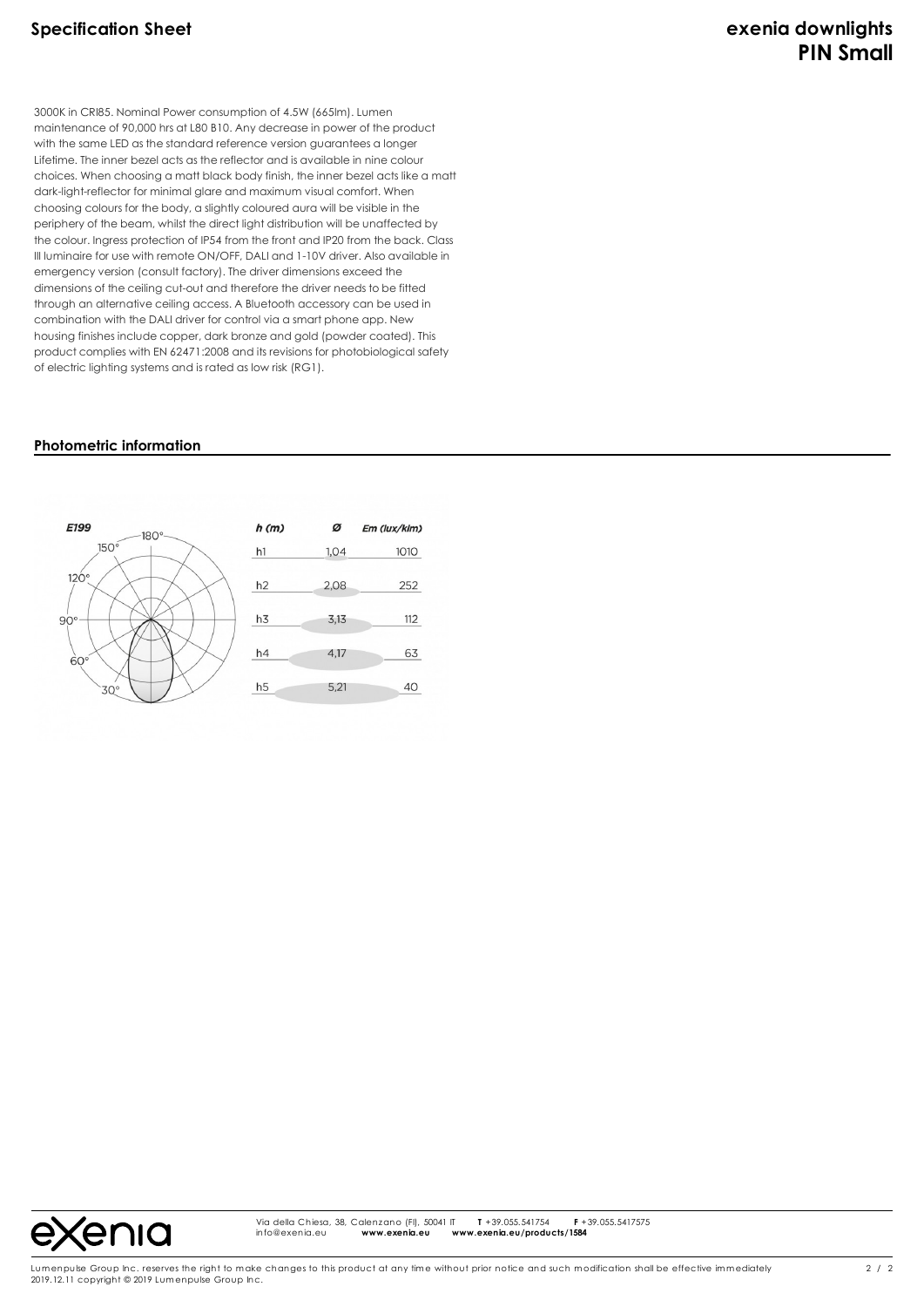3000K in CRI85. Nominal Power consumption of 4.5W (665lm). Lumen maintenance of 90,000 hrs at L80 B10. Any decrease in power of the product with the same LED as the standard reference version guarantees a longer Lifetime. The inner bezel acts as the reflector and is available in nine colour choices. When choosing a matt black body finish, the inner bezel acts like a matt dark-light-reflector for minimal glare and maximum visual comfort. When choosing colours for the body, a slightly coloured aura will be visible in the periphery of the beam, whilst the direct light distribution will be unaffected by the colour. Ingress protection of IP54 from the front and IP20 from the back. Class III luminaire for use with remote ON/OFF, DALI and 1-10V driver. Also available in emergency version (consult factory). The driver dimensions exceed the dimensions of the ceiling cut-out and therefore the driver needs to be fitted through an alternative ceiling access. A Bluetooth accessory can be used in combination with the DALI driver for control via a smart phone app. New housing finishes include copper, dark bronze and gold (powder coated). This product complies with EN 62471:2008 and its revisions for photobiological safety of electric lighting systems and is rated as low risk (RG1).

## Photometric information

E199

180°
150°
120°
90°
60°
30°

| h (m) | Ø | Em (lux/klm) |
|---|---|---|
| h1 | 1,04 | 1010 |
| h2 | 2,08 | 252 |
| h3 | 3,13 | 112 |
| h4 | 4,17 | 63 |
| h5 | 5,21 | 40 |

Via della Chiesa, 38, Calenzano (FI), 50041 IT **T** +39.055.541754 **F** +39.055.5417575
info@exenia.eu **www.exenia.eu** **www.exenia.eu/products/1584**

Lumenpulse Group Inc. reserves the right to make changes to this product at any time without prior notice and such modification shall be effective immediately
2019.12.11 copyright © 2019 Lumenpulse Group Inc.